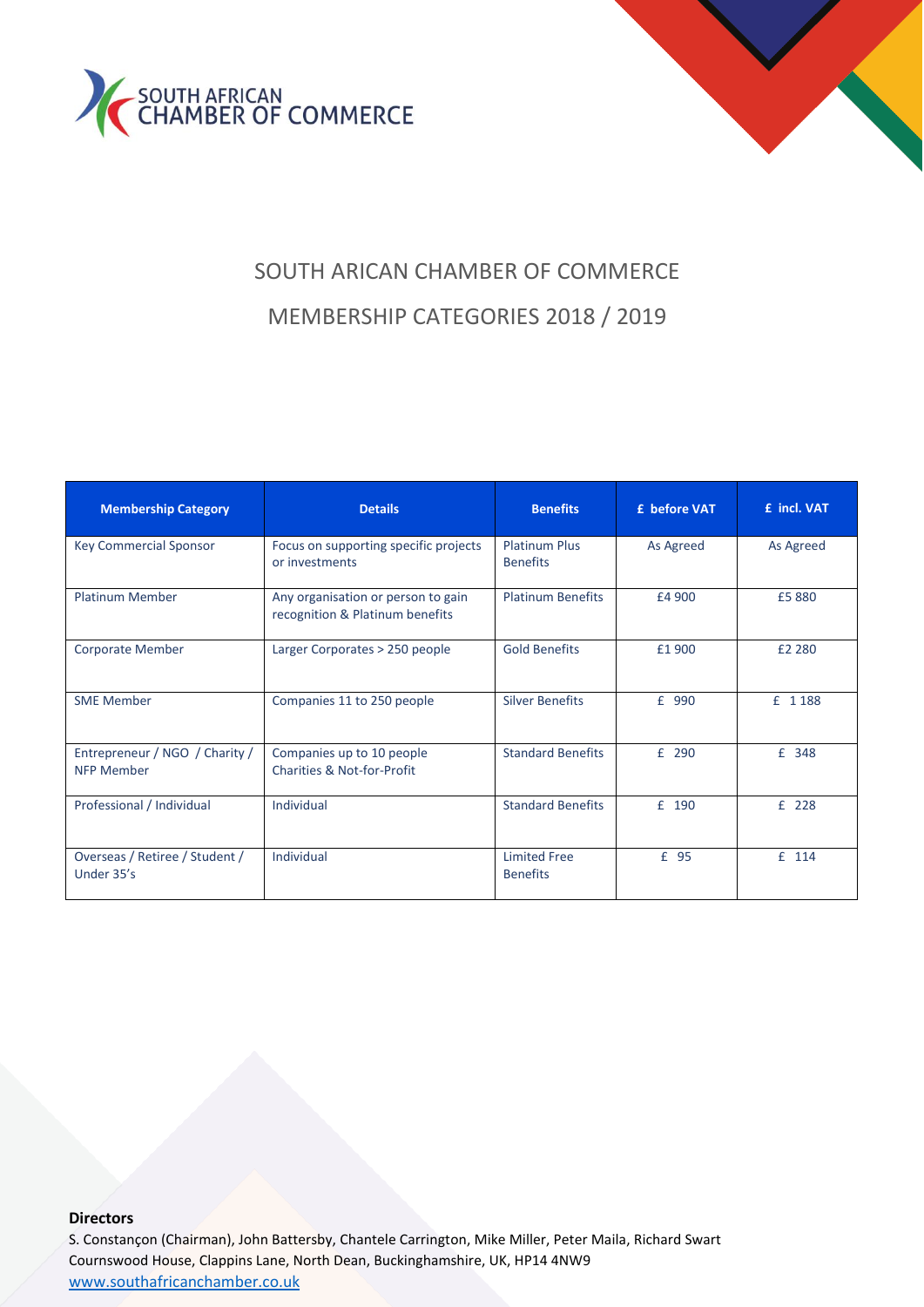SOUTH AFRICAN CHAMBER OF COMMERCE

# SOUTH ARICAN CHAMBER OF COMMERCE

## MEMBERSHIP CATEGORIES 2018 / 2019

| Membership Category | Details | Benefits | £ before VAT | £ incl. VAT |
|---|---|---|---|---|
| Key Commercial Sponsor | Focus on supporting specific projects or investments | Platinum Plus Benefits | As Agreed | As Agreed |
| Platinum Member | Any organisation or person to gain recognition & Platinum benefits | Platinum Benefits | £4 900 | £5 880 |
| Corporate Member | Larger Corporates > 250 people | Gold Benefits | £1 900 | £2 280 |
| SME Member | Companies 11 to 250 people | Silver Benefits | £ 990 | £ 1 188 |
| Entrepreneur / NGO / Charity / NFP Member | Companies up to 10 people Charities & Not-for-Profit | Standard Benefits | £ 290 | £ 348 |
| Professional / Individual | Individual | Standard Benefits | £ 190 | £ 228 |
| Overseas / Retiree / Student / Under 35's | Individual | Limited Free Benefits | £ 95 | £ 114 |

**Directors**
S. Constançon (Chairman), John Battersby, Chantele Carrington, Mike Miller, Peter Maila, Richard Swart
Cournswood House, Clappins Lane, North Dean, Buckinghamshire, UK, HP14 4NW9
www.southafricanchamber.co.uk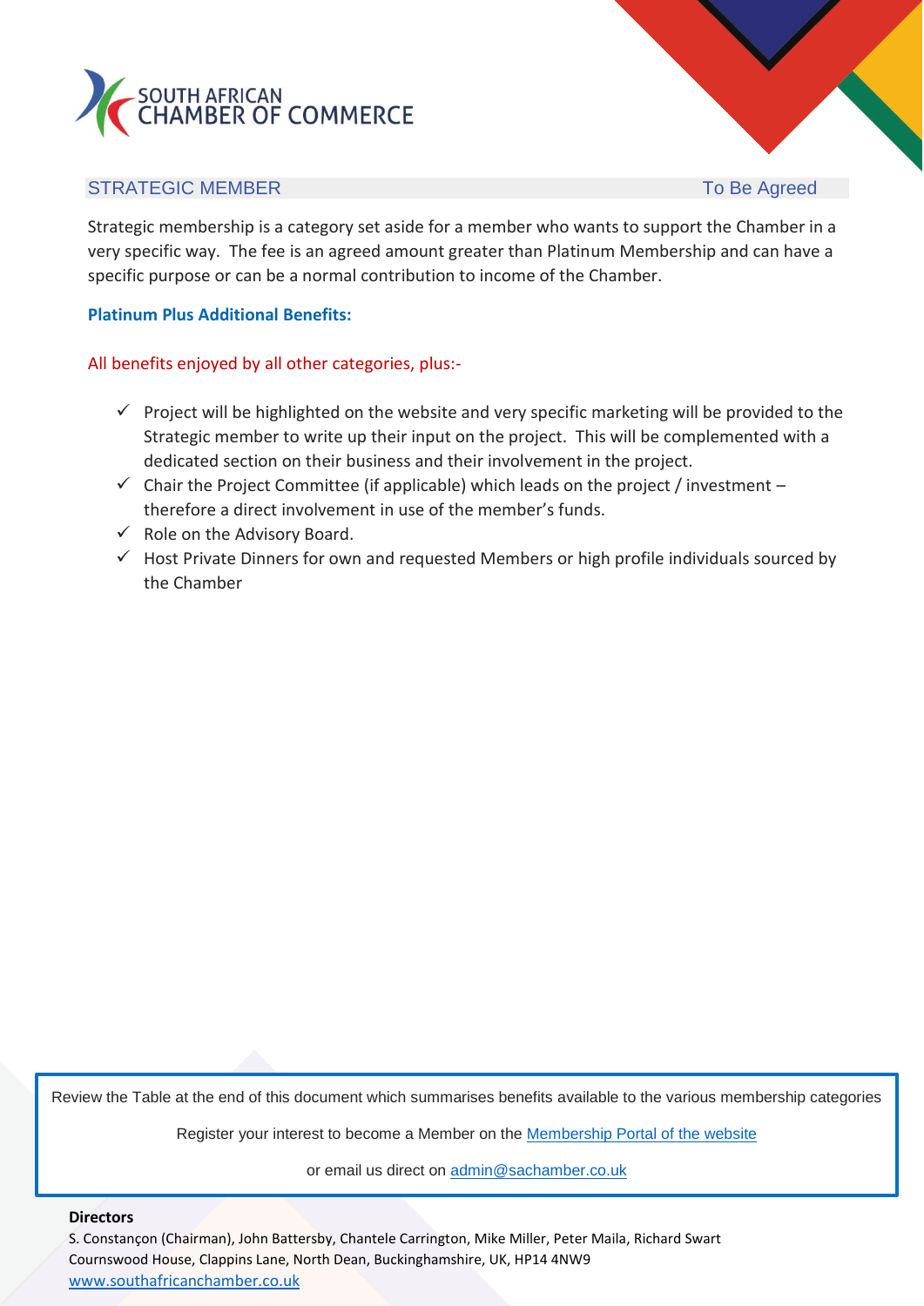SOUTH AFRICAN CHAMBER OF COMMERCE

## STRATEGIC MEMBER — To Be Agreed

Strategic membership is a category set aside for a member who wants to support the Chamber in a very specific way. The fee is an agreed amount greater than Platinum Membership and can have a specific purpose or can be a normal contribution to income of the Chamber.

**Platinum Plus Additional Benefits:**

All benefits enjoyed by all other categories, plus:-

- ✓ Project will be highlighted on the website and very specific marketing will be provided to the Strategic member to write up their input on the project. This will be complemented with a dedicated section on their business and their involvement in the project.
- ✓ Chair the Project Committee (if applicable) which leads on the project / investment – therefore a direct involvement in use of the member's funds.
- ✓ Role on the Advisory Board.
- ✓ Host Private Dinners for own and requested Members or high profile individuals sourced by the Chamber

Review the Table at the end of this document which summarises benefits available to the various membership categories

Register your interest to become a Member on the [Membership Portal of the website]

or email us direct on admin@sachamber.co.uk

**Directors**

S. Constançon (Chairman), John Battersby, Chantele Carrington, Mike Miller, Peter Maila, Richard Swart
Cournswood House, Clappins Lane, North Dean, Buckinghamshire, UK, HP14 4NW9
www.southafricanchamber.co.uk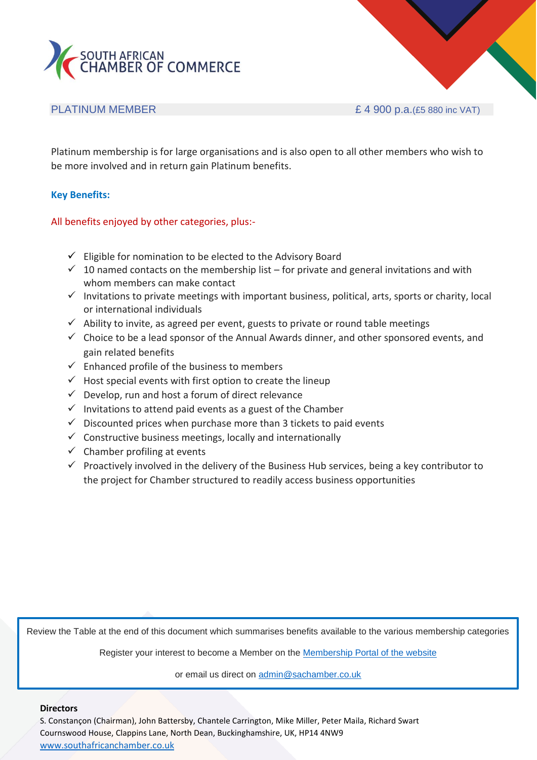SOUTH AFRICAN CHAMBER OF COMMERCE

## PLATINUM MEMBER — £ 4 900 p.a. (£5 880 inc VAT)

Platinum membership is for large organisations and is also open to all other members who wish to be more involved and in return gain Platinum benefits.

**Key Benefits:**

All benefits enjoyed by other categories, plus:-

- ✓ Eligible for nomination to be elected to the Advisory Board
- ✓ 10 named contacts on the membership list – for private and general invitations and with whom members can make contact
- ✓ Invitations to private meetings with important business, political, arts, sports or charity, local or international individuals
- ✓ Ability to invite, as agreed per event, guests to private or round table meetings
- ✓ Choice to be a lead sponsor of the Annual Awards dinner, and other sponsored events, and gain related benefits
- ✓ Enhanced profile of the business to members
- ✓ Host special events with first option to create the lineup
- ✓ Develop, run and host a forum of direct relevance
- ✓ Invitations to attend paid events as a guest of the Chamber
- ✓ Discounted prices when purchase more than 3 tickets to paid events
- ✓ Constructive business meetings, locally and internationally
- ✓ Chamber profiling at events
- ✓ Proactively involved in the delivery of the Business Hub services, being a key contributor to the project for Chamber structured to readily access business opportunities

Review the Table at the end of this document which summarises benefits available to the various membership categories

Register your interest to become a Member on the [Membership Portal of the website](#)

or email us direct on admin@sachamber.co.uk

**Directors**

S. Constançon (Chairman), John Battersby, Chantele Carrington, Mike Miller, Peter Maila, Richard Swart
Cournswood House, Clappins Lane, North Dean, Buckinghamshire, UK, HP14 4NW9
www.southafricanchamber.co.uk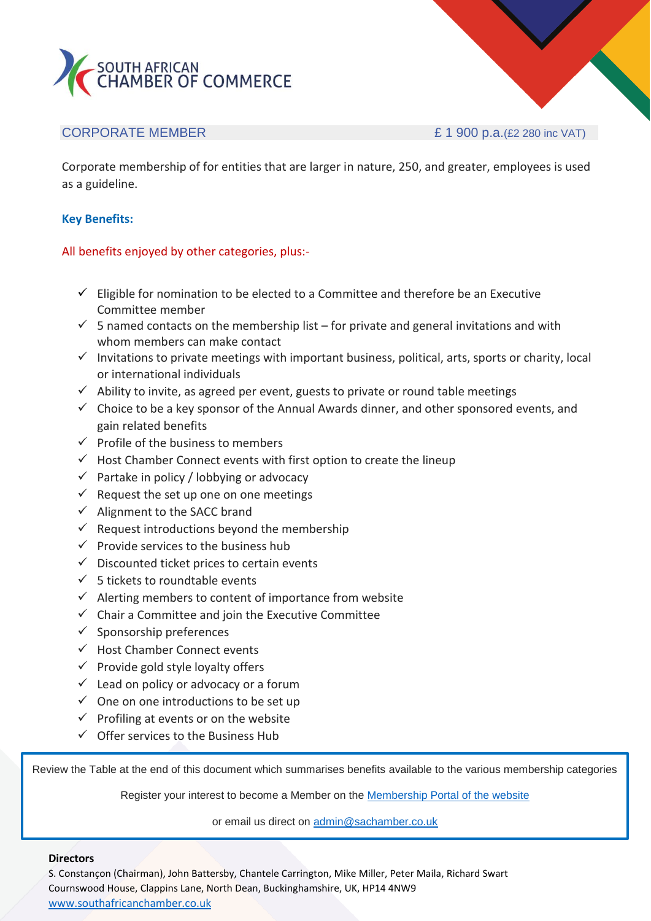SOUTH AFRICAN CHAMBER OF COMMERCE

## CORPORATE MEMBER £ 1 900 p.a.(£2 280 inc VAT)

Corporate membership of for entities that are larger in nature, 250, and greater, employees is used as a guideline.

**Key Benefits:**

All benefits enjoyed by other categories, plus:-

- ✓ Eligible for nomination to be elected to a Committee and therefore be an Executive Committee member
- ✓ 5 named contacts on the membership list – for private and general invitations and with whom members can make contact
- ✓ Invitations to private meetings with important business, political, arts, sports or charity, local or international individuals
- ✓ Ability to invite, as agreed per event, guests to private or round table meetings
- ✓ Choice to be a key sponsor of the Annual Awards dinner, and other sponsored events, and gain related benefits
- ✓ Profile of the business to members
- ✓ Host Chamber Connect events with first option to create the lineup
- ✓ Partake in policy / lobbying or advocacy
- ✓ Request the set up one on one meetings
- ✓ Alignment to the SACC brand
- ✓ Request introductions beyond the membership
- ✓ Provide services to the business hub
- ✓ Discounted ticket prices to certain events
- ✓ 5 tickets to roundtable events
- ✓ Alerting members to content of importance from website
- ✓ Chair a Committee and join the Executive Committee
- ✓ Sponsorship preferences
- ✓ Host Chamber Connect events
- ✓ Provide gold style loyalty offers
- ✓ Lead on policy or advocacy or a forum
- ✓ One on one introductions to be set up
- ✓ Profiling at events or on the website
- ✓ Offer services to the Business Hub

Review the Table at the end of this document which summarises benefits available to the various membership categories

Register your interest to become a Member on the [Membership Portal of the website]

or email us direct on [admin@sachamber.co.uk](mailto:admin@sachamber.co.uk)

**Directors**

S. Constançon (Chairman), John Battersby, Chantele Carrington, Mike Miller, Peter Maila, Richard Swart
Cournswood House, Clappins Lane, North Dean, Buckinghamshire, UK, HP14 4NW9
[www.southafricanchamber.co.uk](http://www.southafricanchamber.co.uk)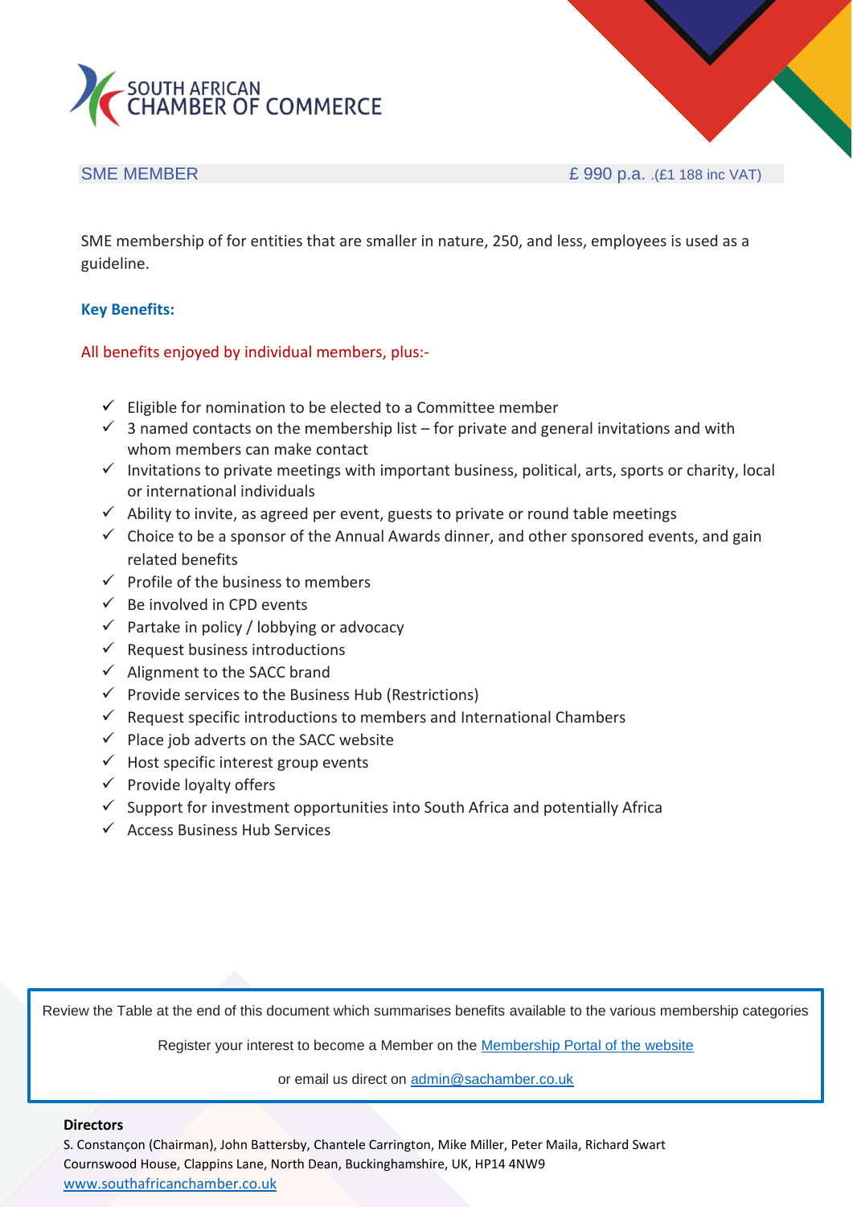SOUTH AFRICAN CHAMBER OF COMMERCE

## SME MEMBER £ 990 p.a. .(£1 188 inc VAT)

SME membership of for entities that are smaller in nature, 250, and less, employees is used as a guideline.

**Key Benefits:**

All benefits enjoyed by individual members, plus:-

- ✓ Eligible for nomination to be elected to a Committee member
- ✓ 3 named contacts on the membership list – for private and general invitations and with whom members can make contact
- ✓ Invitations to private meetings with important business, political, arts, sports or charity, local or international individuals
- ✓ Ability to invite, as agreed per event, guests to private or round table meetings
- ✓ Choice to be a sponsor of the Annual Awards dinner, and other sponsored events, and gain related benefits
- ✓ Profile of the business to members
- ✓ Be involved in CPD events
- ✓ Partake in policy / lobbying or advocacy
- ✓ Request business introductions
- ✓ Alignment to the SACC brand
- ✓ Provide services to the Business Hub (Restrictions)
- ✓ Request specific introductions to members and International Chambers
- ✓ Place job adverts on the SACC website
- ✓ Host specific interest group events
- ✓ Provide loyalty offers
- ✓ Support for investment opportunities into South Africa and potentially Africa
- ✓ Access Business Hub Services

Review the Table at the end of this document which summarises benefits available to the various membership categories

Register your interest to become a Member on the [Membership Portal of the website]()

or email us direct on [admin@sachamber.co.uk](mailto:admin@sachamber.co.uk)

**Directors**

S. Constançon (Chairman), John Battersby, Chantele Carrington, Mike Miller, Peter Maila, Richard Swart
Cournswood House, Clappins Lane, North Dean, Buckinghamshire, UK, HP14 4NW9
[www.southafricanchamber.co.uk](http://www.southafricanchamber.co.uk)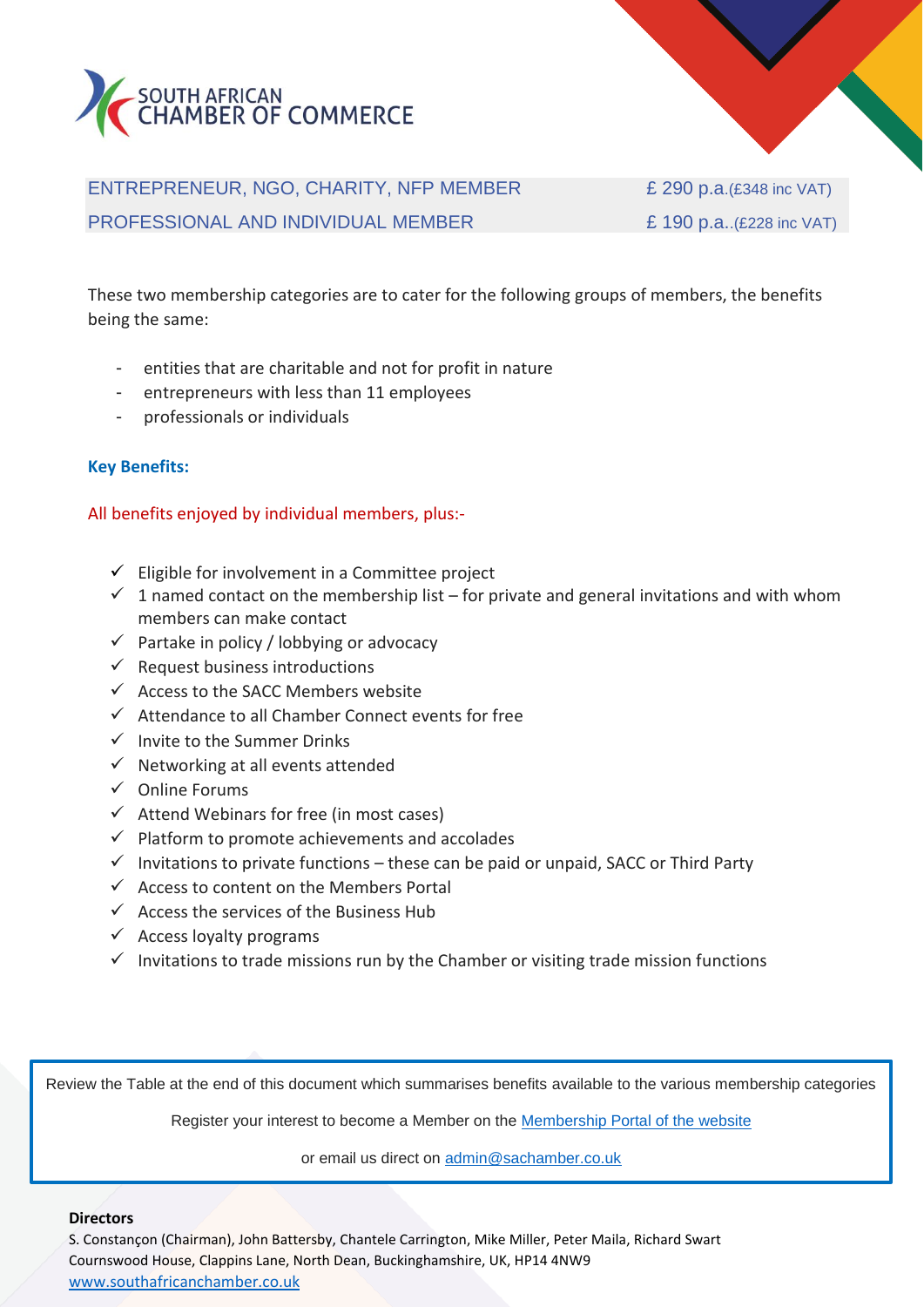SOUTH AFRICAN CHAMBER OF COMMERCE

| ENTREPRENEUR, NGO, CHARITY, NFP MEMBER | £ 290 p.a.(£348 inc VAT) |
| --- | --- |
| PROFESSIONAL AND INDIVIDUAL MEMBER | £ 190 p.a..(£228 inc VAT) |

These two membership categories are to cater for the following groups of members, the benefits being the same:

- entities that are charitable and not for profit in nature
- entrepreneurs with less than 11 employees
- professionals or individuals

**Key Benefits:**

All benefits enjoyed by individual members, plus:-

- ✓ Eligible for involvement in a Committee project
- ✓ 1 named contact on the membership list – for private and general invitations and with whom members can make contact
- ✓ Partake in policy / lobbying or advocacy
- ✓ Request business introductions
- ✓ Access to the SACC Members website
- ✓ Attendance to all Chamber Connect events for free
- ✓ Invite to the Summer Drinks
- ✓ Networking at all events attended
- ✓ Online Forums
- ✓ Attend Webinars for free (in most cases)
- ✓ Platform to promote achievements and accolades
- ✓ Invitations to private functions – these can be paid or unpaid, SACC or Third Party
- ✓ Access to content on the Members Portal
- ✓ Access the services of the Business Hub
- ✓ Access loyalty programs
- ✓ Invitations to trade missions run by the Chamber or visiting trade mission functions

Review the Table at the end of this document which summarises benefits available to the various membership categories

Register your interest to become a Member on the [Membership Portal of the website]

or email us direct on admin@sachamber.co.uk

**Directors**

S. Constançon (Chairman), John Battersby, Chantele Carrington, Mike Miller, Peter Maila, Richard Swart
Cournswood House, Clappins Lane, North Dean, Buckinghamshire, UK, HP14 4NW9
www.southafricanchamber.co.uk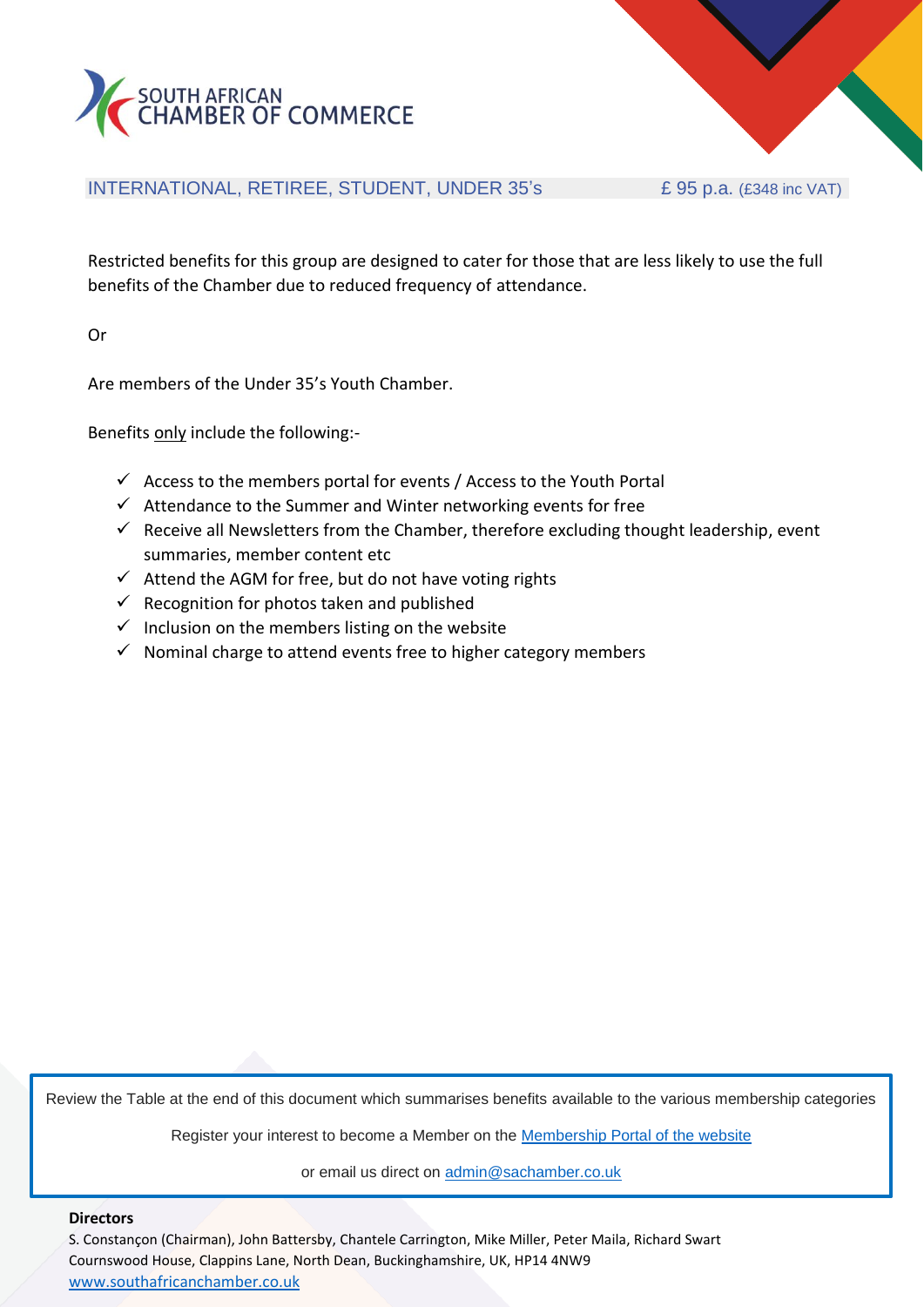SOUTH AFRICAN CHAMBER OF COMMERCE

## INTERNATIONAL, RETIREE, STUDENT, UNDER 35's — £ 95 p.a. (£348 inc VAT)

Restricted benefits for this group are designed to cater for those that are less likely to use the full benefits of the Chamber due to reduced frequency of attendance.

Or

Are members of the Under 35's Youth Chamber.

Benefits <u>only</u> include the following:-

- ✓ Access to the members portal for events / Access to the Youth Portal
- ✓ Attendance to the Summer and Winter networking events for free
- ✓ Receive all Newsletters from the Chamber, therefore excluding thought leadership, event summaries, member content etc
- ✓ Attend the AGM for free, but do not have voting rights
- ✓ Recognition for photos taken and published
- ✓ Inclusion on the members listing on the website
- ✓ Nominal charge to attend events free to higher category members

Review the Table at the end of this document which summarises benefits available to the various membership categories

Register your interest to become a Member on the [Membership Portal of the website]

or email us direct on [admin@sachamber.co.uk](mailto:admin@sachamber.co.uk)

**Directors**

S. Constançon (Chairman), John Battersby, Chantele Carrington, Mike Miller, Peter Maila, Richard Swart
Cournswood House, Clappins Lane, North Dean, Buckinghamshire, UK, HP14 4NW9
[www.southafricanchamber.co.uk](http://www.southafricanchamber.co.uk)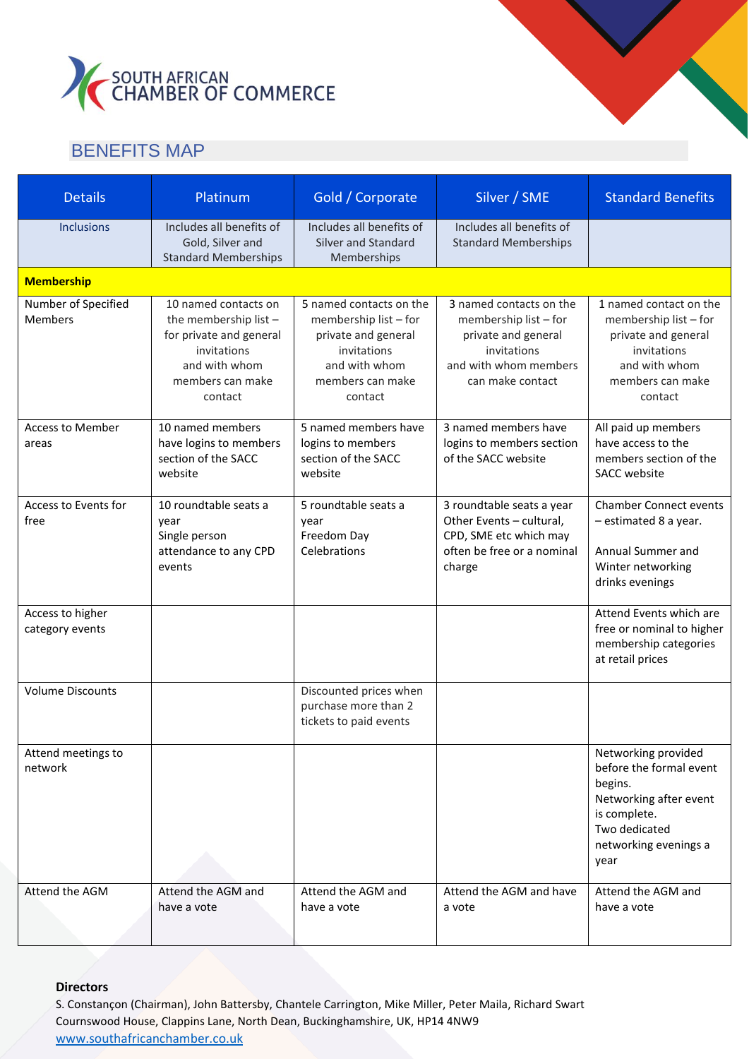SOUTH AFRICAN CHAMBER OF COMMERCE

## BENEFITS MAP

| Details | Platinum | Gold / Corporate | Silver / SME | Standard Benefits |
|---|---|---|---|---|
| Inclusions | Includes all benefits of Gold, Silver and Standard Memberships | Includes all benefits of Silver and Standard Memberships | Includes all benefits of Standard Memberships | |
| **Membership** | | | | |
| Number of Specified Members | 10 named contacts on the membership list – for private and general invitations and with whom members can make contact | 5 named contacts on the membership list – for private and general invitations and with whom members can make contact | 3 named contacts on the membership list – for private and general invitations and with whom members can make contact | 1 named contact on the membership list – for private and general invitations and with whom members can make contact |
| Access to Member areas | 10 named members have logins to members section of the SACC website | 5 named members have logins to members section of the SACC website | 3 named members have logins to members section of the SACC website | All paid up members have access to the members section of the SACC website |
| Access to Events for free | 10 roundtable seats a year<br>Single person attendance to any CPD events | 5 roundtable seats a year<br>Freedom Day Celebrations | 3 roundtable seats a year<br>Other Events – cultural, CPD, SME etc which may often be free or a nominal charge | Chamber Connect events – estimated 8 a year.<br><br>Annual Summer and Winter networking drinks evenings |
| Access to higher category events | | | | Attend Events which are free or nominal to higher membership categories at retail prices |
| Volume Discounts | | Discounted prices when purchase more than 2 tickets to paid events | | |
| Attend meetings to network | | | | Networking provided before the formal event begins.<br>Networking after event is complete.<br>Two dedicated networking evenings a year |
| Attend the AGM | Attend the AGM and have a vote | Attend the AGM and have a vote | Attend the AGM and have a vote | Attend the AGM and have a vote |

**Directors**

S. Constançon (Chairman), John Battersby, Chantele Carrington, Mike Miller, Peter Maila, Richard Swart
Cournswood House, Clappins Lane, North Dean, Buckinghamshire, UK, HP14 4NW9
www.southafricanchamber.co.uk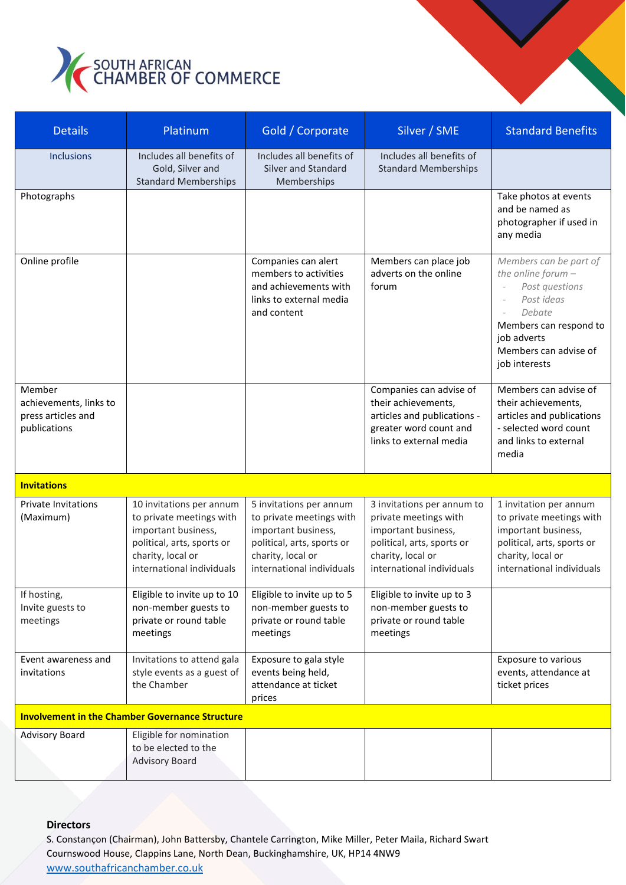SOUTH AFRICAN CHAMBER OF COMMERCE

| Details | Platinum | Gold / Corporate | Silver / SME | Standard Benefits |
|---|---|---|---|---|
| Inclusions | Includes all benefits of Gold, Silver and Standard Memberships | Includes all benefits of Silver and Standard Memberships | Includes all benefits of Standard Memberships | |
| Photographs | | | | Take photos at events and be named as photographer if used in any media |
| Online profile | | Companies can alert members to activities and achievements with links to external media and content | Members can place job adverts on the online forum | *Members can be part of the online forum –* <br> - *Post questions* <br> - *Post ideas* <br> - *Debate* <br> Members can respond to job adverts <br> Members can advise of job interests |
| Member achievements, links to press articles and publications | | | Companies can advise of their achievements, articles and publications - greater word count and links to external media | Members can advise of their achievements, articles and publications - selected word count and links to external media |
| **Invitations** | | | | |
| Private Invitations (Maximum) | 10 invitations per annum to private meetings with important business, political, arts, sports or charity, local or international individuals | 5 invitations per annum to private meetings with important business, political, arts, sports or charity, local or international individuals | 3 invitations per annum to private meetings with important business, political, arts, sports or charity, local or international individuals | 1 invitation per annum to private meetings with important business, political, arts, sports or charity, local or international individuals |
| If hosting, Invite guests to meetings | Eligible to invite up to 10 non-member guests to private or round table meetings | Eligible to invite up to 5 non-member guests to private or round table meetings | Eligible to invite up to 3 non-member guests to private or round table meetings | |
| Event awareness and invitations | Invitations to attend gala style events as a guest of the Chamber | Exposure to gala style events being held, attendance at ticket prices | | Exposure to various events, attendance at ticket prices |
| **Involvement in the Chamber Governance Structure** | | | | |
| Advisory Board | Eligible for nomination to be elected to the Advisory Board | | | |

**Directors**
S. Constançon (Chairman), John Battersby, Chantele Carrington, Mike Miller, Peter Maila, Richard Swart
Cournswood House, Clappins Lane, North Dean, Buckinghamshire, UK, HP14 4NW9
[www.southafricanchamber.co.uk](www.southafricanchamber.co.uk)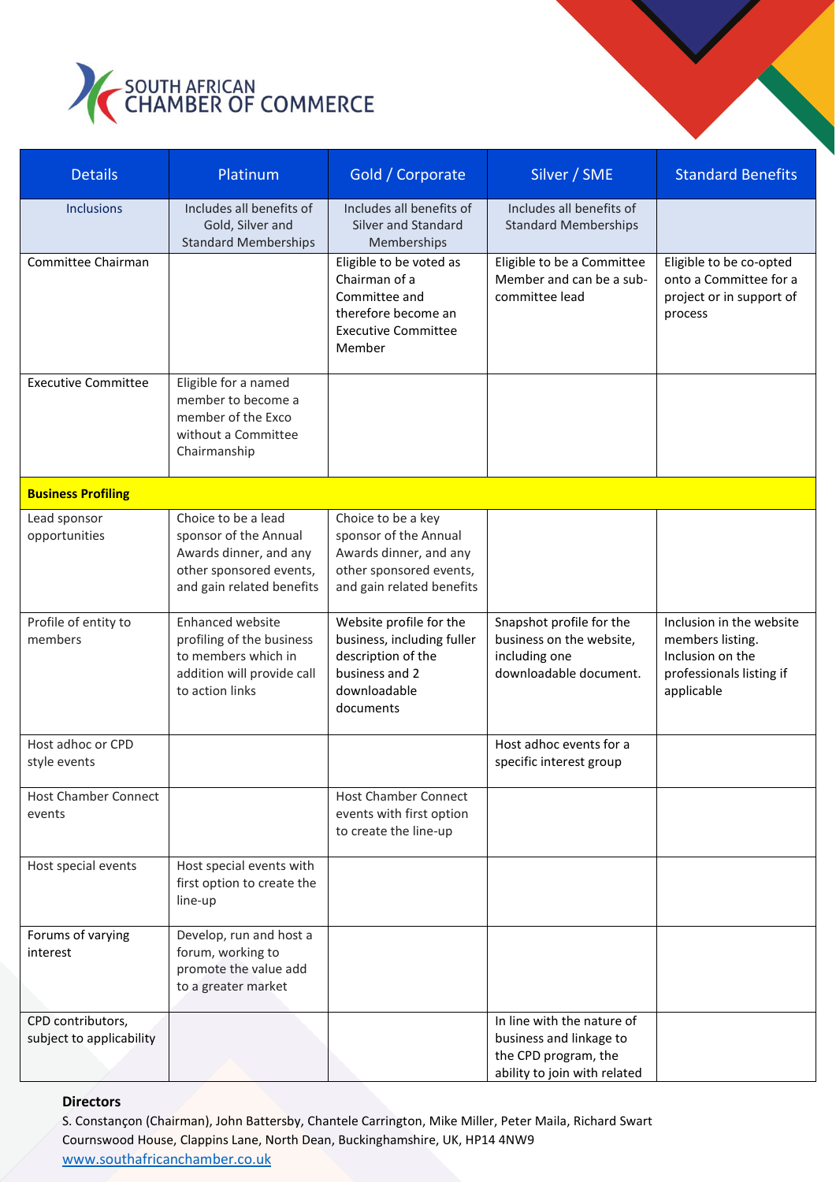SOUTH AFRICAN CHAMBER OF COMMERCE

| Details | Platinum | Gold / Corporate | Silver / SME | Standard Benefits |
|---|---|---|---|---|
| Inclusions | Includes all benefits of Gold, Silver and Standard Memberships | Includes all benefits of Silver and Standard Memberships | Includes all benefits of Standard Memberships | |
| Committee Chairman | | Eligible to be voted as Chairman of a Committee and therefore become an Executive Committee Member | Eligible to be a Committee Member and can be a sub-committee lead | Eligible to be co-opted onto a Committee for a project or in support of process |
| Executive Committee | Eligible for a named member to become a member of the Exco without a Committee Chairmanship | | | |
| **Business Profiling** | | | | |
| Lead sponsor opportunities | Choice to be a lead sponsor of the Annual Awards dinner, and any other sponsored events, and gain related benefits | Choice to be a key sponsor of the Annual Awards dinner, and any other sponsored events, and gain related benefits | | |
| Profile of entity to members | Enhanced website profiling of the business to members which in addition will provide call to action links | Website profile for the business, including fuller description of the business and 2 downloadable documents | Snapshot profile for the business on the website, including one downloadable document. | Inclusion in the website members listing. Inclusion on the professionals listing if applicable |
| Host adhoc or CPD style events | | | Host adhoc events for a specific interest group | |
| Host Chamber Connect events | | Host Chamber Connect events with first option to create the line-up | | |
| Host special events | Host special events with first option to create the line-up | | | |
| Forums of varying interest | Develop, run and host a forum, working to promote the value add to a greater market | | | |
| CPD contributors, subject to applicability | | | In line with the nature of business and linkage to the CPD program, the ability to join with related | |

**Directors**

S. Constançon (Chairman), John Battersby, Chantele Carrington, Mike Miller, Peter Maila, Richard Swart
Cournswood House, Clappins Lane, North Dean, Buckinghamshire, UK, HP14 4NW9
www.southafricanchamber.co.uk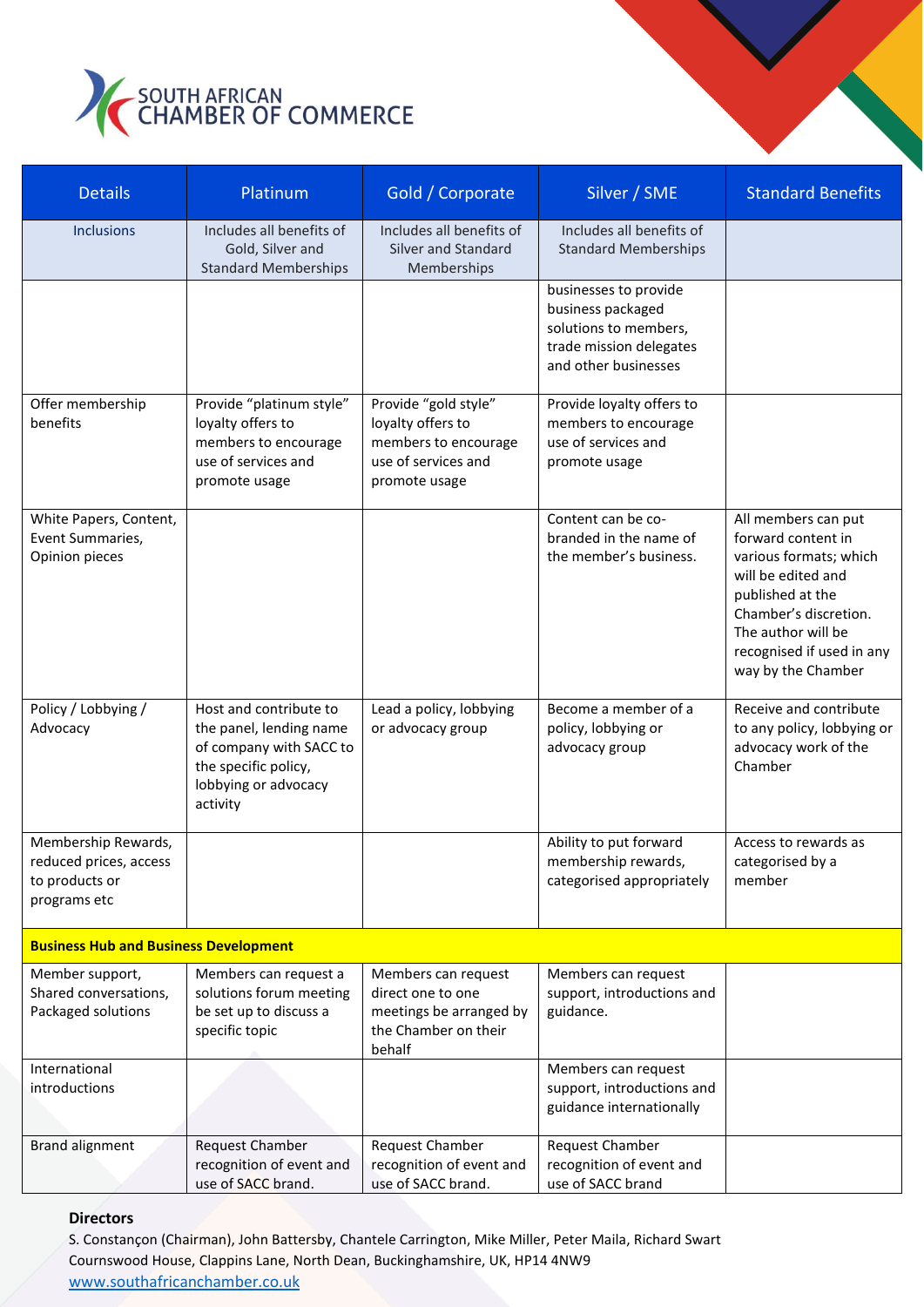SOUTH AFRICAN CHAMBER OF COMMERCE

| Details | Platinum | Gold / Corporate | Silver / SME | Standard Benefits |
|---|---|---|---|---|
| Inclusions | Includes all benefits of Gold, Silver and Standard Memberships | Includes all benefits of Silver and Standard Memberships | Includes all benefits of Standard Memberships | |
| | | | businesses to provide business packaged solutions to members, trade mission delegates and other businesses | |
| Offer membership benefits | Provide "platinum style" loyalty offers to members to encourage use of services and promote usage | Provide "gold style" loyalty offers to members to encourage use of services and promote usage | Provide loyalty offers to members to encourage use of services and promote usage | |
| White Papers, Content, Event Summaries, Opinion pieces | | | Content can be co-branded in the name of the member's business. | All members can put forward content in various formats; which will be edited and published at the Chamber's discretion. The author will be recognised if used in any way by the Chamber |
| Policy / Lobbying / Advocacy | Host and contribute to the panel, lending name of company with SACC to the specific policy, lobbying or advocacy activity | Lead a policy, lobbying or advocacy group | Become a member of a policy, lobbying or advocacy group | Receive and contribute to any policy, lobbying or advocacy work of the Chamber |
| Membership Rewards, reduced prices, access to products or programs etc | | | Ability to put forward membership rewards, categorised appropriately | Access to rewards as categorised by a member |
| **Business Hub and Business Development** | | | | |
| Member support, Shared conversations, Packaged solutions | Members can request a solutions forum meeting be set up to discuss a specific topic | Members can request direct one to one meetings be arranged by the Chamber on their behalf | Members can request support, introductions and guidance. | |
| International introductions | | | Members can request support, introductions and guidance internationally | |
| Brand alignment | Request Chamber recognition of event and use of SACC brand. | Request Chamber recognition of event and use of SACC brand. | Request Chamber recognition of event and use of SACC brand | |

**Directors**

S. Constançon (Chairman), John Battersby, Chantele Carrington, Mike Miller, Peter Maila, Richard Swart
Cournswood House, Clappins Lane, North Dean, Buckinghamshire, UK, HP14 4NW9
www.southafricanchamber.co.uk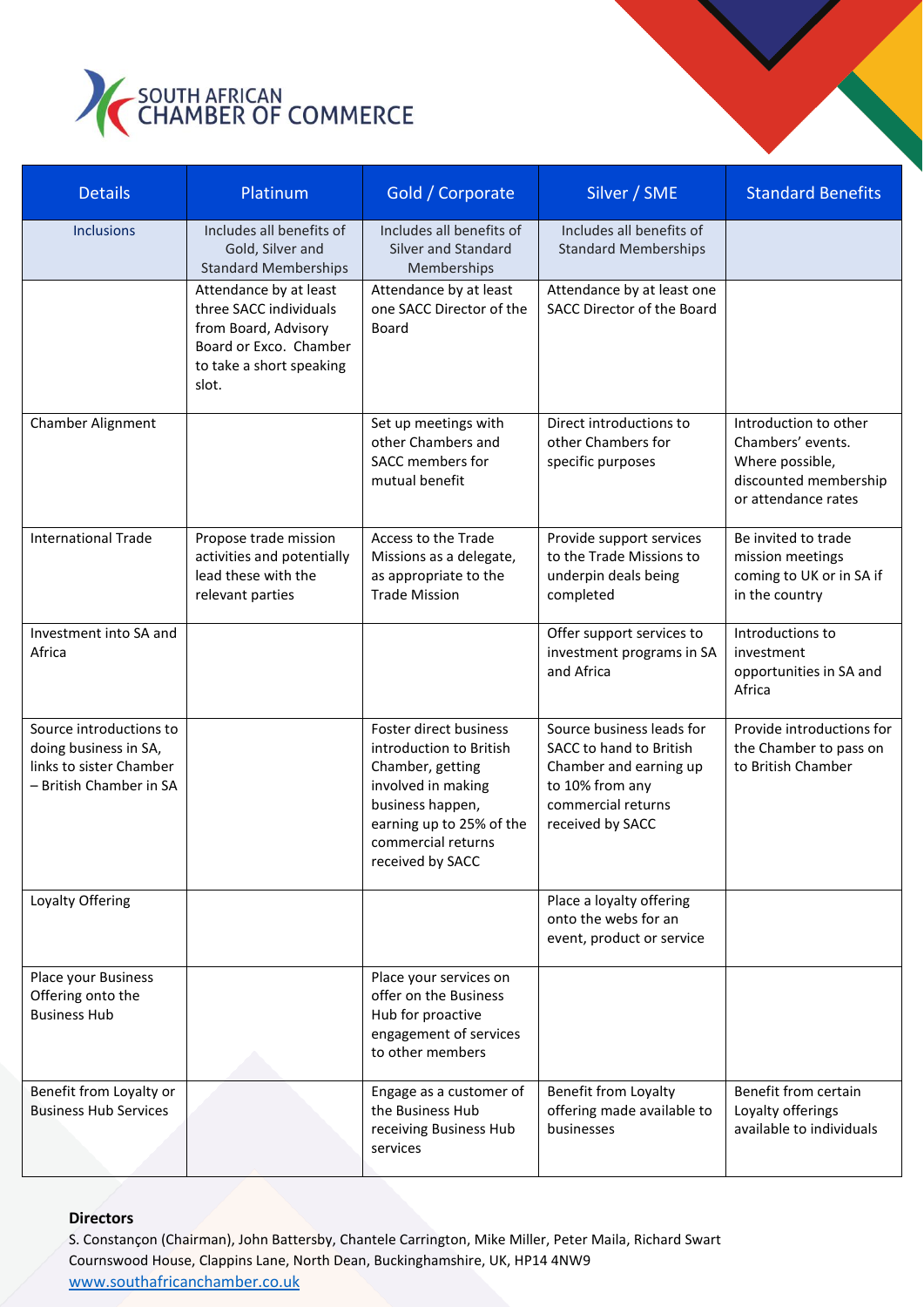SOUTH AFRICAN CHAMBER OF COMMERCE

| Details | Platinum | Gold / Corporate | Silver / SME | Standard Benefits |
|---|---|---|---|---|
| Inclusions | Includes all benefits of Gold, Silver and Standard Memberships | Includes all benefits of Silver and Standard Memberships | Includes all benefits of Standard Memberships | |
| | Attendance by at least three SACC individuals from Board, Advisory Board or Exco. Chamber to take a short speaking slot. | Attendance by at least one SACC Director of the Board | Attendance by at least one SACC Director of the Board | |
| Chamber Alignment | | Set up meetings with other Chambers and SACC members for mutual benefit | Direct introductions to other Chambers for specific purposes | Introduction to other Chambers' events. Where possible, discounted membership or attendance rates |
| International Trade | Propose trade mission activities and potentially lead these with the relevant parties | Access to the Trade Missions as a delegate, as appropriate to the Trade Mission | Provide support services to the Trade Missions to underpin deals being completed | Be invited to trade mission meetings coming to UK or in SA if in the country |
| Investment into SA and Africa | | | Offer support services to investment programs in SA and Africa | Introductions to investment opportunities in SA and Africa |
| Source introductions to doing business in SA, links to sister Chamber – British Chamber in SA | | Foster direct business introduction to British Chamber, getting involved in making business happen, earning up to 25% of the commercial returns received by SACC | Source business leads for SACC to hand to British Chamber and earning up to 10% from any commercial returns received by SACC | Provide introductions for the Chamber to pass on to British Chamber |
| Loyalty Offering | | | Place a loyalty offering onto the webs for an event, product or service | |
| Place your Business Offering onto the Business Hub | | Place your services on offer on the Business Hub for proactive engagement of services to other members | | |
| Benefit from Loyalty or Business Hub Services | | Engage as a customer of the Business Hub receiving Business Hub services | Benefit from Loyalty offering made available to businesses | Benefit from certain Loyalty offerings available to individuals |

**Directors**

S. Constançon (Chairman), John Battersby, Chantele Carrington, Mike Miller, Peter Maila, Richard Swart
Cournswood House, Clappins Lane, North Dean, Buckinghamshire, UK, HP14 4NW9
www.southafricanchamber.co.uk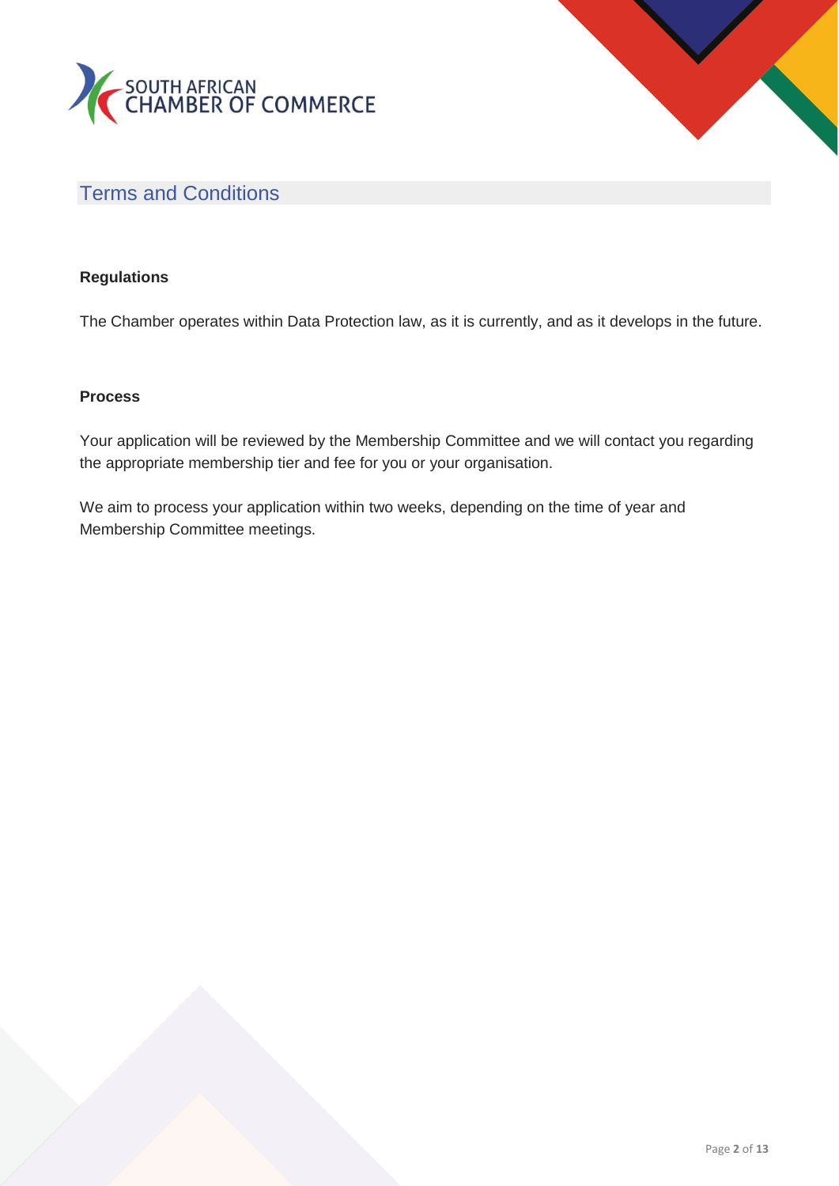SOUTH AFRICAN CHAMBER OF COMMERCE

## Terms and Conditions

**Regulations**

The Chamber operates within Data Protection law, as it is currently, and as it develops in the future.

**Process**

Your application will be reviewed by the Membership Committee and we will contact you regarding the appropriate membership tier and fee for you or your organisation.

We aim to process your application within two weeks, depending on the time of year and Membership Committee meetings.